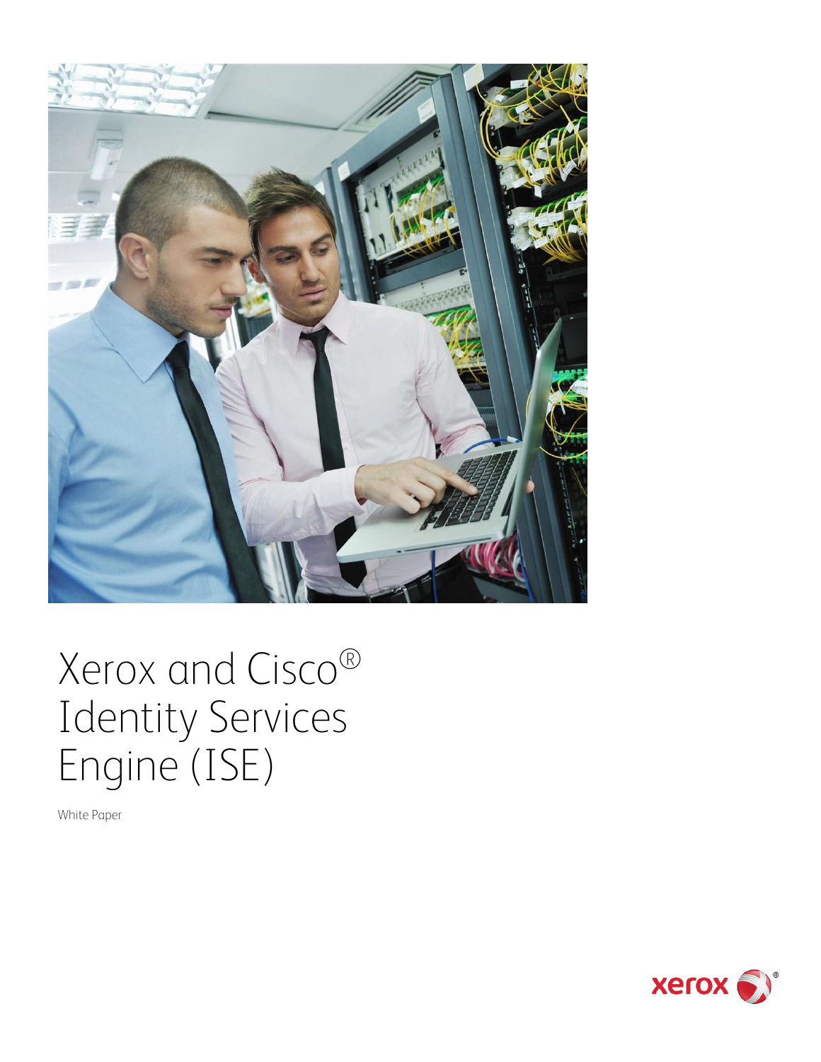# Xerox and Cisco® Identity Services Engine (ISE)

White Paper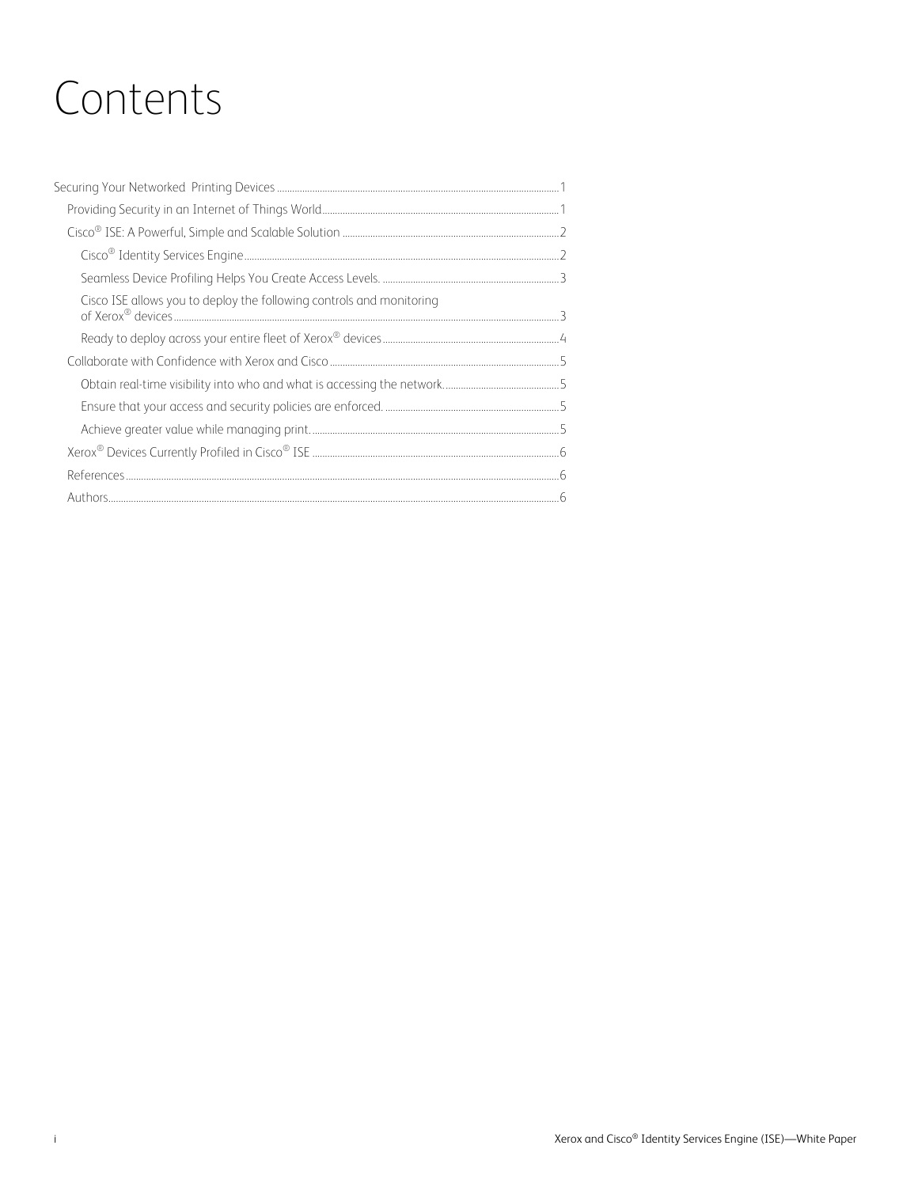# Contents

- Securing Your Networked Printing Devices ........ 1
  - Providing Security in an Internet of Things World ........ 1
  - Cisco® ISE: A Powerful, Simple and Scalable Solution ........ 2
    - Cisco® Identity Services Engine ........ 2
    - Seamless Device Profiling Helps You Create Access Levels. ........ 3
    - Cisco ISE allows you to deploy the following controls and monitoring of Xerox® devices ........ 3
    - Ready to deploy across your entire fleet of Xerox® devices ........ 4
  - Collaborate with Confidence with Xerox and Cisco ........ 5
    - Obtain real-time visibility into who and what is accessing the network. ........ 5
    - Ensure that your access and security policies are enforced. ........ 5
    - Achieve greater value while managing print. ........ 5
  - Xerox® Devices Currently Profiled in Cisco® ISE ........ 6
  - References ........ 6
  - Authors ........ 6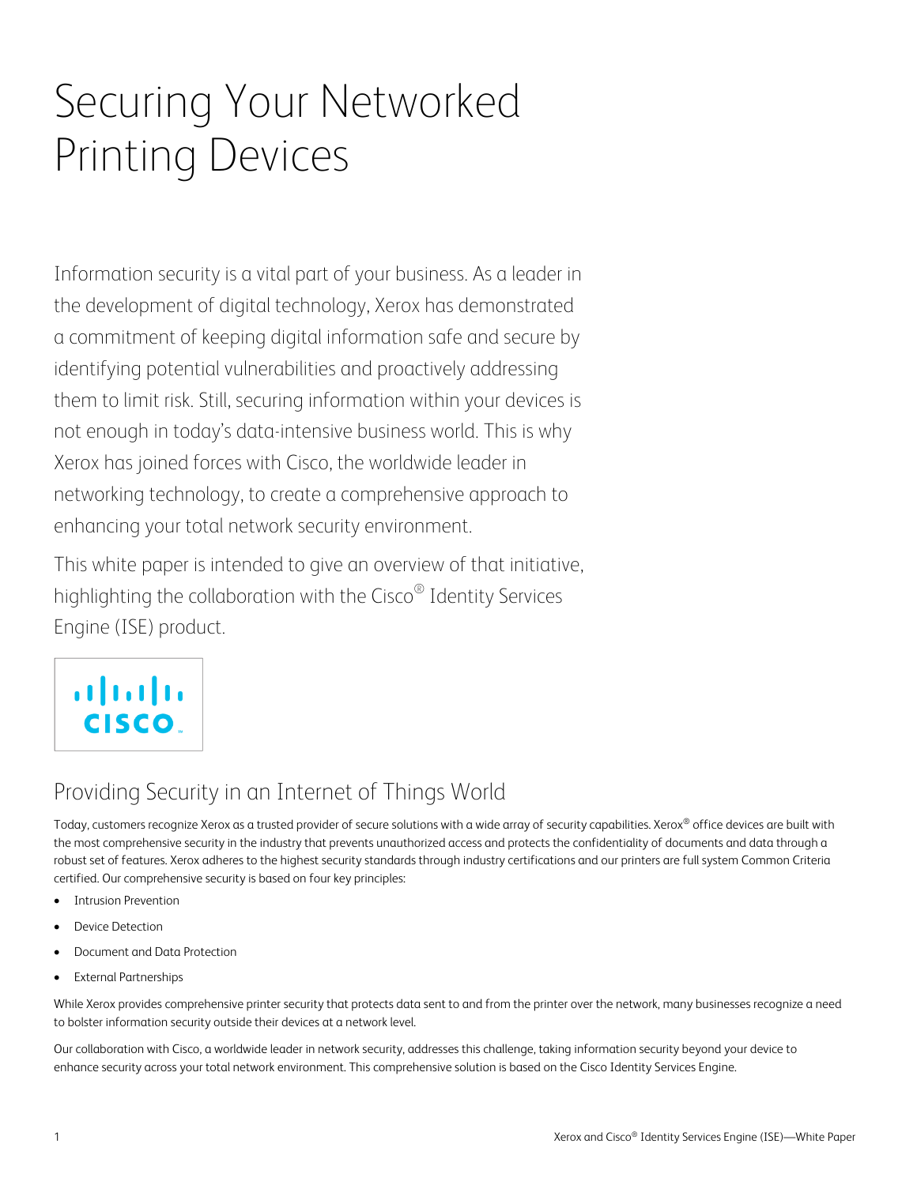# Securing Your Networked Printing Devices

Information security is a vital part of your business. As a leader in the development of digital technology, Xerox has demonstrated a commitment of keeping digital information safe and secure by identifying potential vulnerabilities and proactively addressing them to limit risk. Still, securing information within your devices is not enough in today's data-intensive business world. This is why Xerox has joined forces with Cisco, the worldwide leader in networking technology, to create a comprehensive approach to enhancing your total network security environment.

This white paper is intended to give an overview of that initiative, highlighting the collaboration with the Cisco® Identity Services Engine (ISE) product.

## Providing Security in an Internet of Things World

Today, customers recognize Xerox as a trusted provider of secure solutions with a wide array of security capabilities. Xerox® office devices are built with the most comprehensive security in the industry that prevents unauthorized access and protects the confidentiality of documents and data through a robust set of features. Xerox adheres to the highest security standards through industry certifications and our printers are full system Common Criteria certified. Our comprehensive security is based on four key principles:

- Intrusion Prevention
- Device Detection
- Document and Data Protection
- External Partnerships

While Xerox provides comprehensive printer security that protects data sent to and from the printer over the network, many businesses recognize a need to bolster information security outside their devices at a network level.

Our collaboration with Cisco, a worldwide leader in network security, addresses this challenge, taking information security beyond your device to enhance security across your total network environment. This comprehensive solution is based on the Cisco Identity Services Engine.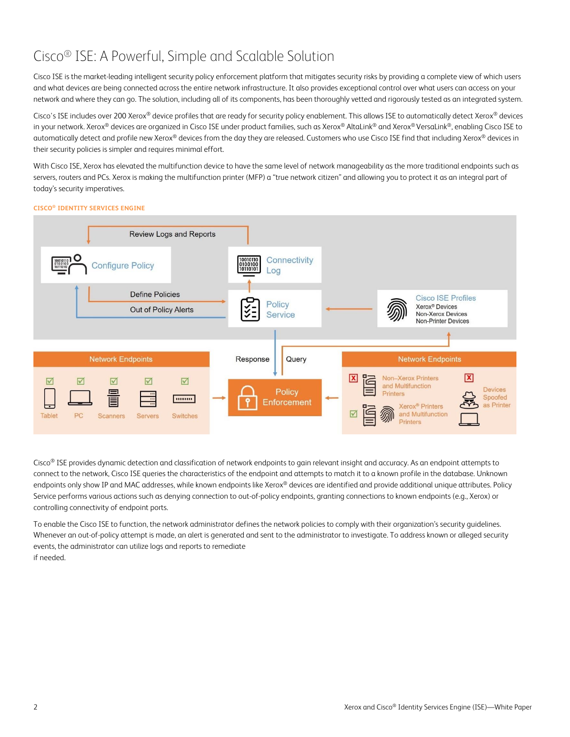# Cisco® ISE: A Powerful, Simple and Scalable Solution

Cisco ISE is the market-leading intelligent security policy enforcement platform that mitigates security risks by providing a complete view of which users and what devices are being connected across the entire network infrastructure. It also provides exceptional control over what users can access on your network and where they can go. The solution, including all of its components, has been thoroughly vetted and rigorously tested as an integrated system.

Cisco's ISE includes over 200 Xerox® device profiles that are ready for security policy enablement. This allows ISE to automatically detect Xerox® devices in your network. Xerox® devices are organized in Cisco ISE under product families, such as Xerox® AltaLink® and Xerox® VersaLink®, enabling Cisco ISE to automatically detect and profile new Xerox® devices from the day they are released. Customers who use Cisco ISE find that including Xerox® devices in their security policies is simpler and requires minimal effort.

With Cisco ISE, Xerox has elevated the multifunction device to have the same level of network manageability as the more traditional endpoints such as servers, routers and PCs. Xerox is making the multifunction printer (MFP) a "true network citizen" and allowing you to protect it as an integral part of today's security imperatives.

**CISCO® IDENTITY SERVICES ENGINE**

Review Logs and Reports

Configure Policy

Connectivity Log

Define Policies

Out of Policy Alerts

Policy Service

Cisco ISE Profiles
Xerox® Devices
Non-Xerox Devices
Non-Printer Devices

Response

Query

Network Endpoints: Tablet, PC, Scanners, Servers, Switches

Policy Enforcement

Network Endpoints: Non–Xerox Printers and Multifunction Printers; Xerox® Printers and Multifunction Printers; Devices Spoofed as Printer

Cisco® ISE provides dynamic detection and classification of network endpoints to gain relevant insight and accuracy. As an endpoint attempts to connect to the network, Cisco ISE queries the characteristics of the endpoint and attempts to match it to a known profile in the database. Unknown endpoints only show IP and MAC addresses, while known endpoints like Xerox® devices are identified and provide additional unique attributes. Policy Service performs various actions such as denying connection to out-of-policy endpoints, granting connections to known endpoints (e.g., Xerox) or controlling connectivity of endpoint ports.

To enable the Cisco ISE to function, the network administrator defines the network policies to comply with their organization's security guidelines. Whenever an out-of-policy attempt is made, an alert is generated and sent to the administrator to investigate. To address known or alleged security events, the administrator can utilize logs and reports to remediate if needed.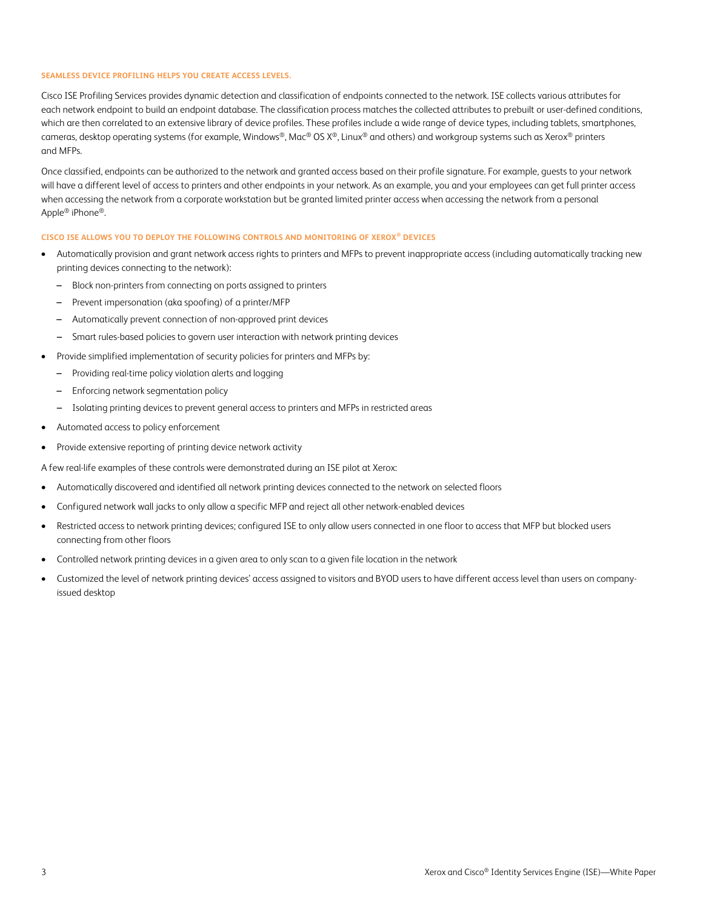### SEAMLESS DEVICE PROFILING HELPS YOU CREATE ACCESS LEVELS.

Cisco ISE Profiling Services provides dynamic detection and classification of endpoints connected to the network. ISE collects various attributes for each network endpoint to build an endpoint database. The classification process matches the collected attributes to prebuilt or user-defined conditions, which are then correlated to an extensive library of device profiles. These profiles include a wide range of device types, including tablets, smartphones, cameras, desktop operating systems (for example, Windows®, Mac® OS X®, Linux® and others) and workgroup systems such as Xerox® printers and MFPs.

Once classified, endpoints can be authorized to the network and granted access based on their profile signature. For example, guests to your network will have a different level of access to printers and other endpoints in your network. As an example, you and your employees can get full printer access when accessing the network from a corporate workstation but be granted limited printer access when accessing the network from a personal Apple® iPhone®.

### CISCO ISE ALLOWS YOU TO DEPLOY THE FOLLOWING CONTROLS AND MONITORING OF XEROX® DEVICES

- Automatically provision and grant network access rights to printers and MFPs to prevent inappropriate access (including automatically tracking new printing devices connecting to the network):
  - Block non-printers from connecting on ports assigned to printers
  - Prevent impersonation (aka spoofing) of a printer/MFP
  - Automatically prevent connection of non-approved print devices
  - Smart rules-based policies to govern user interaction with network printing devices
- Provide simplified implementation of security policies for printers and MFPs by:
  - Providing real-time policy violation alerts and logging
  - Enforcing network segmentation policy
  - Isolating printing devices to prevent general access to printers and MFPs in restricted areas
- Automated access to policy enforcement
- Provide extensive reporting of printing device network activity

A few real-life examples of these controls were demonstrated during an ISE pilot at Xerox:

- Automatically discovered and identified all network printing devices connected to the network on selected floors
- Configured network wall jacks to only allow a specific MFP and reject all other network-enabled devices
- Restricted access to network printing devices; configured ISE to only allow users connected in one floor to access that MFP but blocked users connecting from other floors
- Controlled network printing devices in a given area to only scan to a given file location in the network
- Customized the level of network printing devices' access assigned to visitors and BYOD users to have different access level than users on company-issued desktop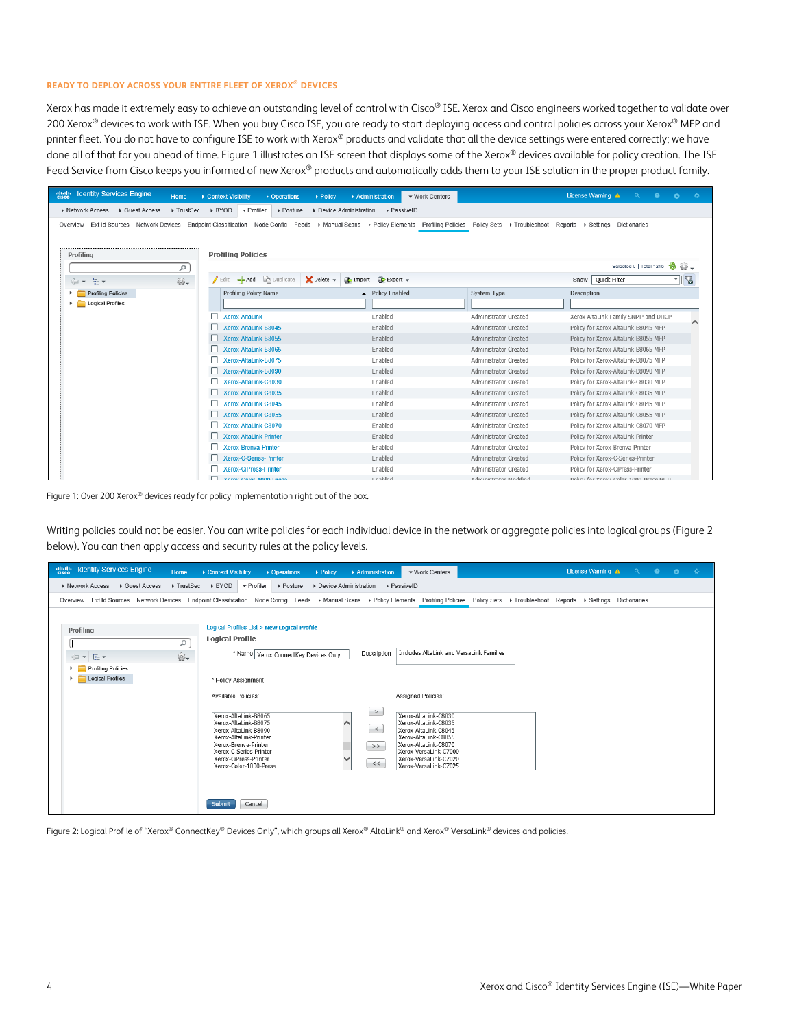## READY TO DEPLOY ACROSS YOUR ENTIRE FLEET OF XEROX® DEVICES

Xerox has made it extremely easy to achieve an outstanding level of control with Cisco® ISE. Xerox and Cisco engineers worked together to validate over 200 Xerox® devices to work with ISE. When you buy Cisco ISE, you are ready to start deploying access and control policies across your Xerox® MFP and printer fleet. You do not have to configure ISE to work with Xerox® products and validate that all the device settings were entered correctly; we have done all of that for you ahead of time. Figure 1 illustrates an ISE screen that displays some of the Xerox® devices available for policy creation. The ISE Feed Service from Cisco keeps you informed of new Xerox® products and automatically adds them to your ISE solution in the proper product family.

Figure 1: Over 200 Xerox® devices ready for policy implementation right out of the box.

Writing policies could not be easier. You can write policies for each individual device in the network or aggregate policies into logical groups (Figure 2 below). You can then apply access and security rules at the policy levels.

Figure 2: Logical Profile of "Xerox® ConnectKey® Devices Only", which groups all Xerox® AltaLink® and Xerox® VersaLink® devices and policies.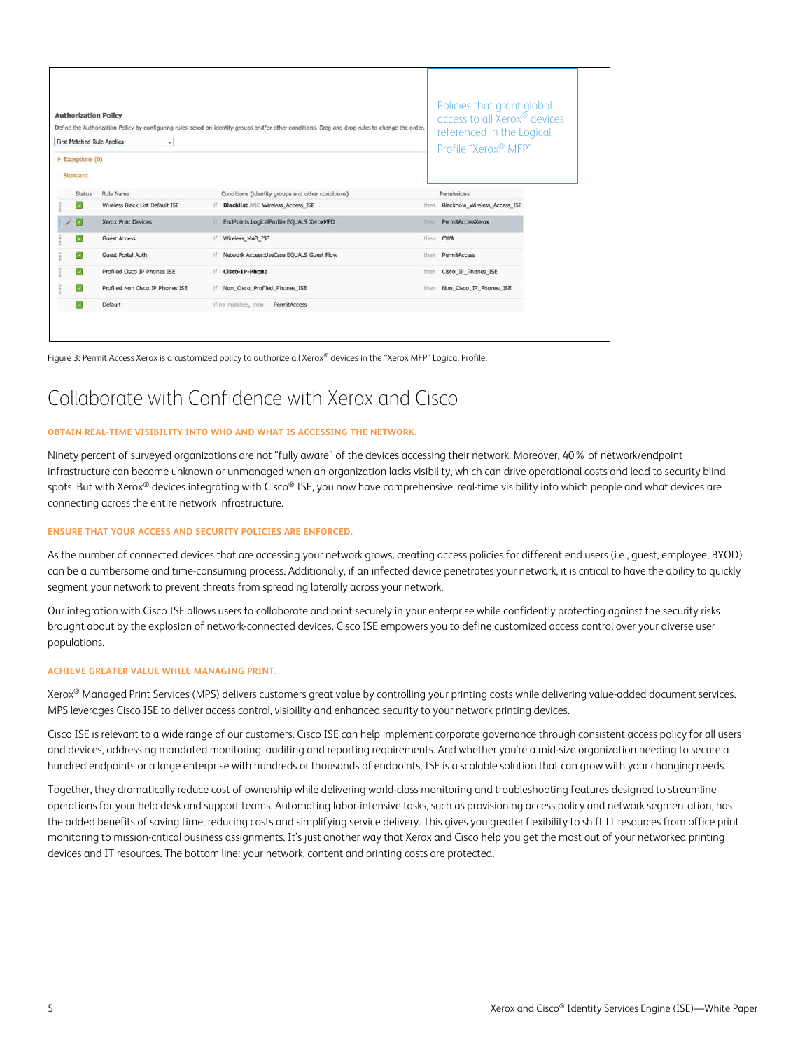**Authorization Policy**

Define the Authorization Policy by configuring rules based on identity groups and/or other conditions. Drag and drop rules to change the order.

First Matched Rule Applies

▸ Exceptions (0)

Standard

| Status | Rule Name | | Conditions (identity groups and other conditions) | | Permissions |
|---|---|---|---|---|---|
| ☑ | Wireless Black List Default ISE | if | **Blacklist** AND Wireless_Access_ISE | then | Blackhole_Wireless_Access_ISE |
| ☑ | Xerox Print Devices | if | EndPoints:LogicalProfile EQUALS XeroxMFD | then | PermitAccessXerox |
| ☑ | Guest Access | if | Wireless_MAB_ISE | then | CWA |
| ☑ | Guest Portal Auth | if | Network Access:UseCase EQUALS Guest Flow | then | PermitAccess |
| ☑ | Profiled Cisco IP Phones ISE | if | **Cisco-IP-Phone** | then | Cisco_IP_Phones_ISE |
| ☑ | Profiled Non Cisco IP Phones ISE | if | Non_Cisco_Profiled_Phones_ISE | then | Non_Cisco_IP_Phones_ISE |
| ☑ | Default | | if no matches, then | | PermitAccess |

Policies that grant global access to all Xerox® devices referenced in the Logical Profile "Xerox® MFP"

Figure 3: Permit Access Xerox is a customized policy to authorize all Xerox® devices in the "Xerox MFP" Logical Profile.

# Collaborate with Confidence with Xerox and Cisco

### OBTAIN REAL-TIME VISIBILITY INTO WHO AND WHAT IS ACCESSING THE NETWORK.

Ninety percent of surveyed organizations are not "fully aware" of the devices accessing their network. Moreover, 40% of network/endpoint infrastructure can become unknown or unmanaged when an organization lacks visibility, which can drive operational costs and lead to security blind spots. But with Xerox® devices integrating with Cisco® ISE, you now have comprehensive, real-time visibility into which people and what devices are connecting across the entire network infrastructure.

### ENSURE THAT YOUR ACCESS AND SECURITY POLICIES ARE ENFORCED.

As the number of connected devices that are accessing your network grows, creating access policies for different end users (i.e., guest, employee, BYOD) can be a cumbersome and time-consuming process. Additionally, if an infected device penetrates your network, it is critical to have the ability to quickly segment your network to prevent threats from spreading laterally across your network.

Our integration with Cisco ISE allows users to collaborate and print securely in your enterprise while confidently protecting against the security risks brought about by the explosion of network-connected devices. Cisco ISE empowers you to define customized access control over your diverse user populations.

### ACHIEVE GREATER VALUE WHILE MANAGING PRINT.

Xerox® Managed Print Services (MPS) delivers customers great value by controlling your printing costs while delivering value-added document services. MPS leverages Cisco ISE to deliver access control, visibility and enhanced security to your network printing devices.

Cisco ISE is relevant to a wide range of our customers. Cisco ISE can help implement corporate governance through consistent access policy for all users and devices, addressing mandated monitoring, auditing and reporting requirements. And whether you're a mid-size organization needing to secure a hundred endpoints or a large enterprise with hundreds or thousands of endpoints, ISE is a scalable solution that can grow with your changing needs.

Together, they dramatically reduce cost of ownership while delivering world-class monitoring and troubleshooting features designed to streamline operations for your help desk and support teams. Automating labor-intensive tasks, such as provisioning access policy and network segmentation, has the added benefits of saving time, reducing costs and simplifying service delivery. This gives you greater flexibility to shift IT resources from office print monitoring to mission-critical business assignments. It's just another way that Xerox and Cisco help you get the most out of your networked printing devices and IT resources. The bottom line: your network, content and printing costs are protected.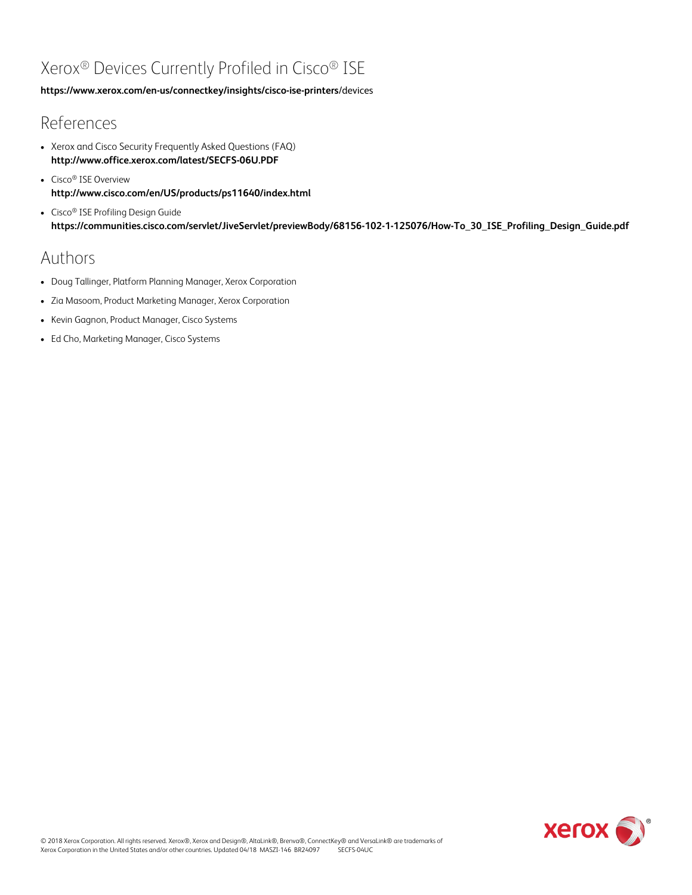## Xerox® Devices Currently Profiled in Cisco® ISE

**https://www.xerox.com/en-us/connectkey/insights/cisco-ise-printers**/devices

## References

- Xerox and Cisco Security Frequently Asked Questions (FAQ)
  **http://www.office.xerox.com/latest/SECFS-06U.PDF**
- Cisco® ISE Overview
  **http://www.cisco.com/en/US/products/ps11640/index.html**
- Cisco® ISE Profiling Design Guide
  **https://communities.cisco.com/servlet/JiveServlet/previewBody/68156-102-1-125076/How-To_30_ISE_Profiling_Design_Guide.pdf**

## Authors

- Doug Tallinger, Platform Planning Manager, Xerox Corporation
- Zia Masoom, Product Marketing Manager, Xerox Corporation
- Kevin Gagnon, Product Manager, Cisco Systems
- Ed Cho, Marketing Manager, Cisco Systems

© 2018 Xerox Corporation. All rights reserved. Xerox®, Xerox and Design®, AltaLink®, Brenva®, ConnectKey® and VersaLink® are trademarks of Xerox Corporation in the United States and/or other countries. Updated 04/18 MASZI-146 BR24097 SECFS-04UC